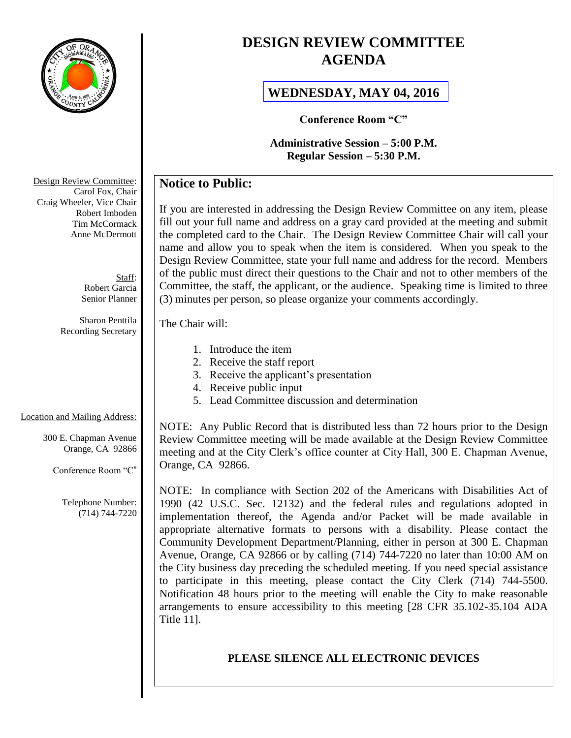# DESIGN REVIEW COMMITTEE AGENDA

## WEDNESDAY, MAY 04, 2016

**Conference Room "C"**

**Administrative Session – 5:00 P.M.**
**Regular Session – 5:30 P.M.**

Design Review Committee:
Carol Fox, Chair
Craig Wheeler, Vice Chair
Robert Imboden
Tim McCormack
Anne McDermott

Staff:
Robert Garcia
Senior Planner

Sharon Penttila
Recording Secretary

Location and Mailing Address:

300 E. Chapman Avenue
Orange, CA 92866

Conference Room "C"

Telephone Number:
(714) 744-7220

## Notice to Public:

If you are interested in addressing the Design Review Committee on any item, please fill out your full name and address on a gray card provided at the meeting and submit the completed card to the Chair. The Design Review Committee Chair will call your name and allow you to speak when the item is considered. When you speak to the Design Review Committee, state your full name and address for the record. Members of the public must direct their questions to the Chair and not to other members of the Committee, the staff, the applicant, or the audience. Speaking time is limited to three (3) minutes per person, so please organize your comments accordingly.

The Chair will:

1. Introduce the item
2. Receive the staff report
3. Receive the applicant's presentation
4. Receive public input
5. Lead Committee discussion and determination

NOTE: Any Public Record that is distributed less than 72 hours prior to the Design Review Committee meeting will be made available at the Design Review Committee meeting and at the City Clerk's office counter at City Hall, 300 E. Chapman Avenue, Orange, CA 92866.

NOTE: In compliance with Section 202 of the Americans with Disabilities Act of 1990 (42 U.S.C. Sec. 12132) and the federal rules and regulations adopted in implementation thereof, the Agenda and/or Packet will be made available in appropriate alternative formats to persons with a disability. Please contact the Community Development Department/Planning, either in person at 300 E. Chapman Avenue, Orange, CA 92866 or by calling (714) 744-7220 no later than 10:00 AM on the City business day preceding the scheduled meeting. If you need special assistance to participate in this meeting, please contact the City Clerk (714) 744-5500. Notification 48 hours prior to the meeting will enable the City to make reasonable arrangements to ensure accessibility to this meeting [28 CFR 35.102-35.104 ADA Title 11].

**PLEASE SILENCE ALL ELECTRONIC DEVICES**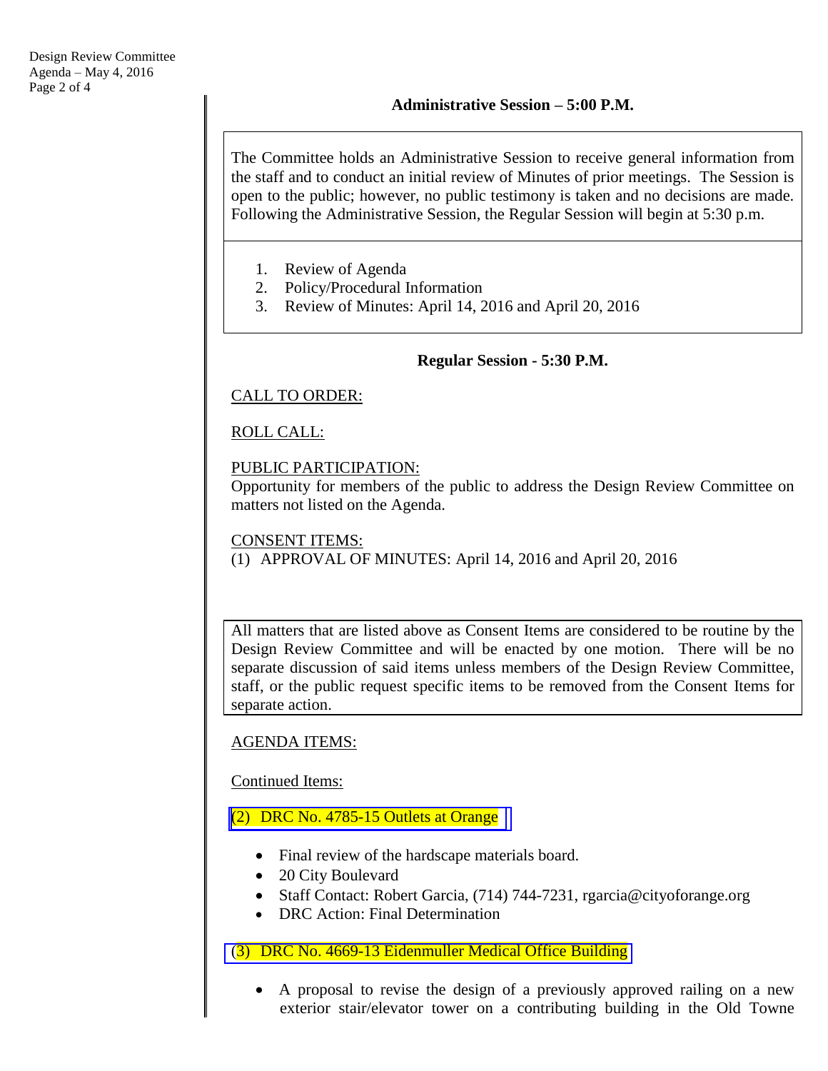### Administrative Session – 5:00 P.M.

The Committee holds an Administrative Session to receive general information from the staff and to conduct an initial review of Minutes of prior meetings. The Session is open to the public; however, no public testimony is taken and no decisions are made. Following the Administrative Session, the Regular Session will begin at 5:30 p.m.

1. Review of Agenda
2. Policy/Procedural Information
3. Review of Minutes: April 14, 2016 and April 20, 2016

### Regular Session - 5:30 P.M.

CALL TO ORDER:

ROLL CALL:

PUBLIC PARTICIPATION:
Opportunity for members of the public to address the Design Review Committee on matters not listed on the Agenda.

CONSENT ITEMS:
(1) APPROVAL OF MINUTES: April 14, 2016 and April 20, 2016

All matters that are listed above as Consent Items are considered to be routine by the Design Review Committee and will be enacted by one motion. There will be no separate discussion of said items unless members of the Design Review Committee, staff, or the public request specific items to be removed from the Consent Items for separate action.

AGENDA ITEMS:

Continued Items:

(2) DRC No. 4785-15 Outlets at Orange

- Final review of the hardscape materials board.
- 20 City Boulevard
- Staff Contact: Robert Garcia, (714) 744-7231, rgarcia@cityoforange.org
- DRC Action: Final Determination

(3) DRC No. 4669-13 Eidenmuller Medical Office Building

- A proposal to revise the design of a previously approved railing on a new exterior stair/elevator tower on a contributing building in the Old Towne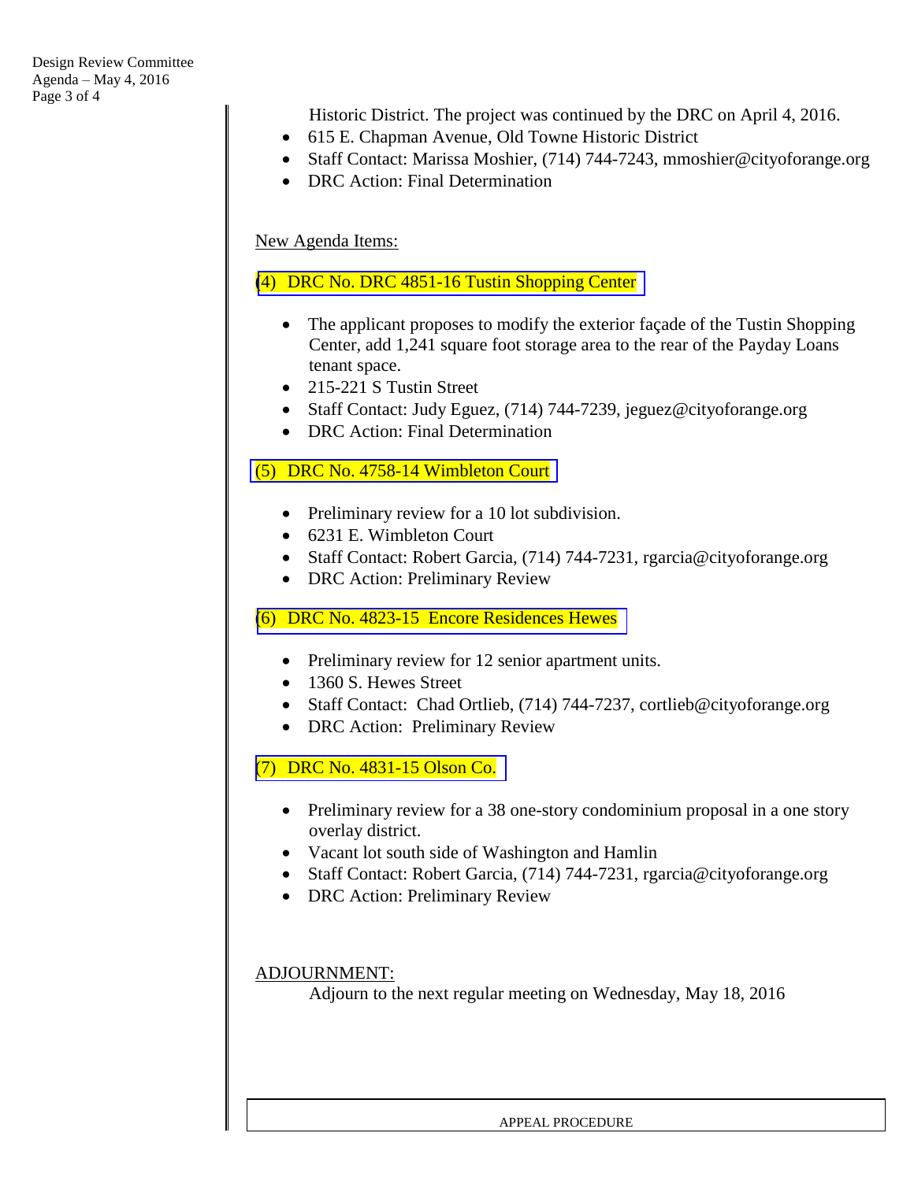Historic District. The project was continued by the DRC on April 4, 2016.

- 615 E. Chapman Avenue, Old Towne Historic District
- Staff Contact: Marissa Moshier, (714) 744-7243, mmoshier@cityoforange.org
- DRC Action: Final Determination

New Agenda Items:

(4) DRC No. DRC 4851-16 Tustin Shopping Center

- The applicant proposes to modify the exterior façade of the Tustin Shopping Center, add 1,241 square foot storage area to the rear of the Payday Loans tenant space.
- 215-221 S Tustin Street
- Staff Contact: Judy Eguez, (714) 744-7239, jeguez@cityoforange.org
- DRC Action: Final Determination

(5) DRC No. 4758-14 Wimbleton Court

- Preliminary review for a 10 lot subdivision.
- 6231 E. Wimbleton Court
- Staff Contact: Robert Garcia, (714) 744-7231, rgarcia@cityoforange.org
- DRC Action: Preliminary Review

(6) DRC No. 4823-15 Encore Residences Hewes

- Preliminary review for 12 senior apartment units.
- 1360 S. Hewes Street
- Staff Contact: Chad Ortlieb, (714) 744-7237, cortlieb@cityoforange.org
- DRC Action: Preliminary Review

(7) DRC No. 4831-15 Olson Co.

- Preliminary review for a 38 one-story condominium proposal in a one story overlay district.
- Vacant lot south side of Washington and Hamlin
- Staff Contact: Robert Garcia, (714) 744-7231, rgarcia@cityoforange.org
- DRC Action: Preliminary Review

ADJOURNMENT:

Adjourn to the next regular meeting on Wednesday, May 18, 2016

APPEAL PROCEDURE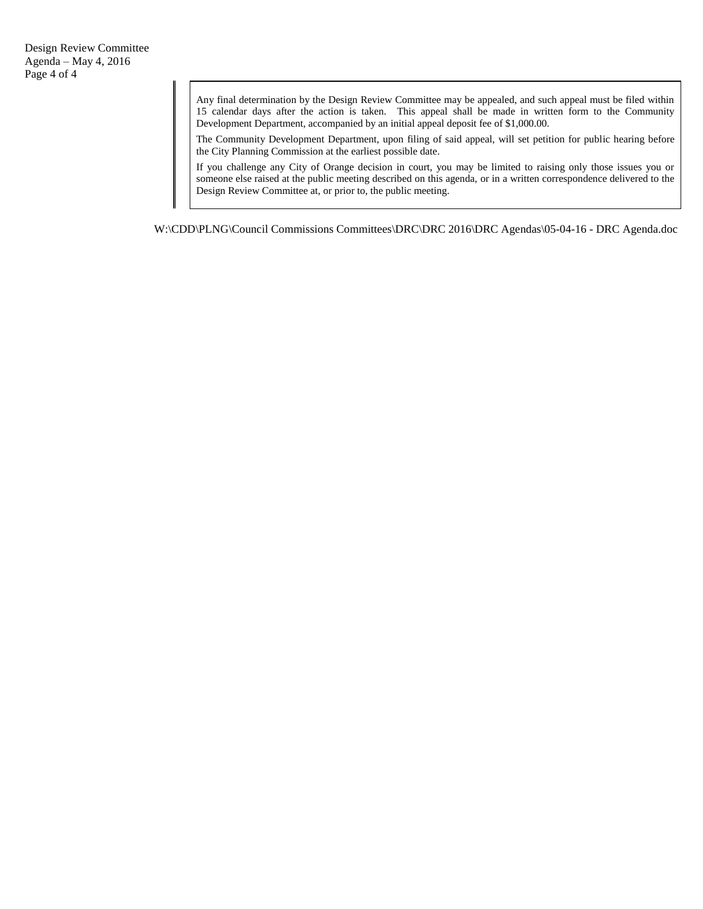Any final determination by the Design Review Committee may be appealed, and such appeal must be filed within 15 calendar days after the action is taken. This appeal shall be made in written form to the Community Development Department, accompanied by an initial appeal deposit fee of $1,000.00.

The Community Development Department, upon filing of said appeal, will set petition for public hearing before the City Planning Commission at the earliest possible date.

If you challenge any City of Orange decision in court, you may be limited to raising only those issues you or someone else raised at the public meeting described on this agenda, or in a written correspondence delivered to the Design Review Committee at, or prior to, the public meeting.

W:\CDD\PLNG\Council Commissions Committees\DRC\DRC 2016\DRC Agendas\05-04-16 - DRC Agenda.doc